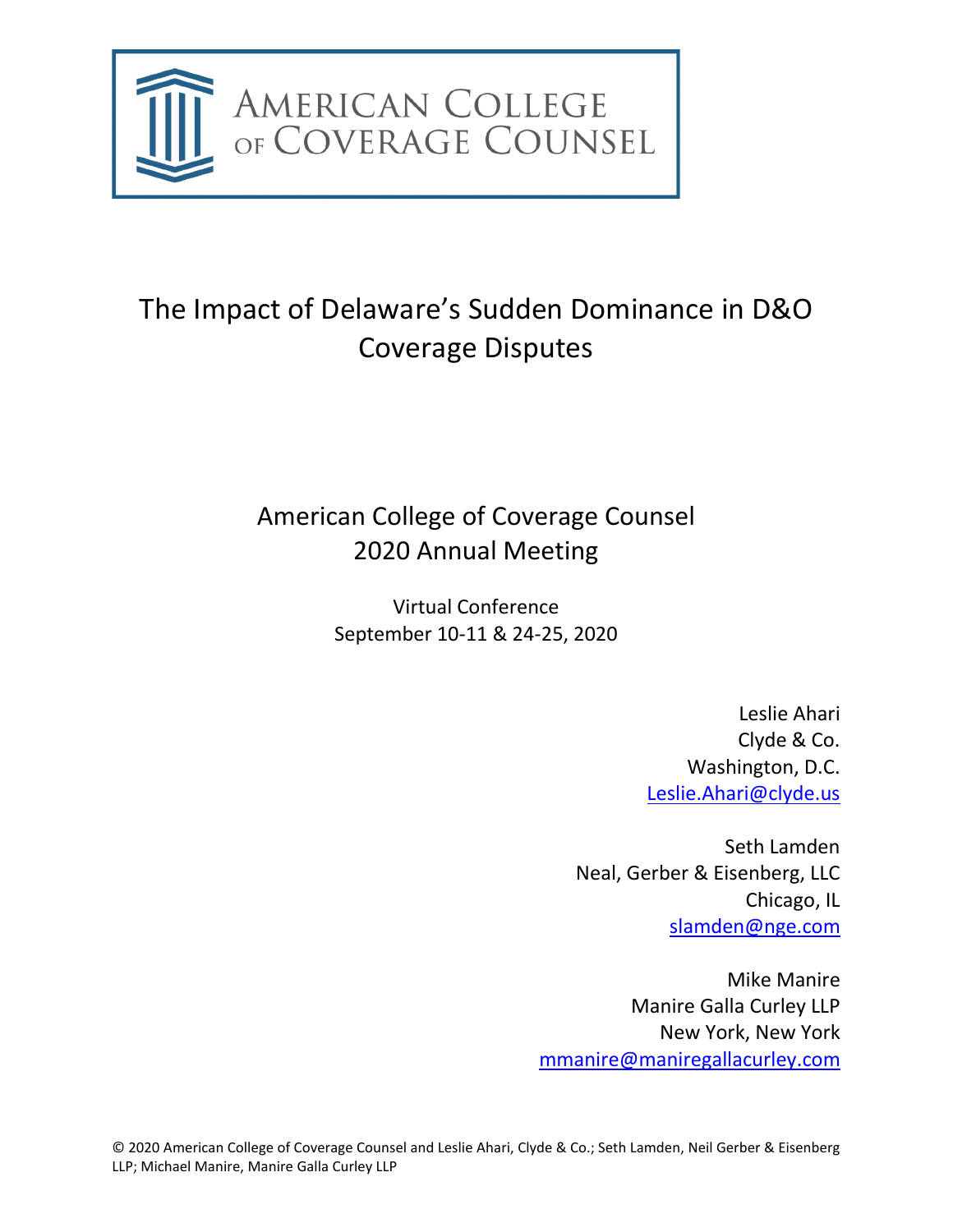AMERICAN COLLEGE OF COVERAGE COUNSEL

# The Impact of Delaware's Sudden Dominance in D&O Coverage Disputes

American College of Coverage Counsel
2020 Annual Meeting

Virtual Conference
September 10-11 & 24-25, 2020

Leslie Ahari
Clyde & Co.
Washington, D.C.
Leslie.Ahari@clyde.us

Seth Lamden
Neal, Gerber & Eisenberg, LLC
Chicago, IL
slamden@nge.com

Mike Manire
Manire Galla Curley LLP
New York, New York
mmanire@maniregallacurley.com

© 2020 American College of Coverage Counsel and Leslie Ahari, Clyde & Co.; Seth Lamden, Neil Gerber & Eisenberg LLP; Michael Manire, Manire Galla Curley LLP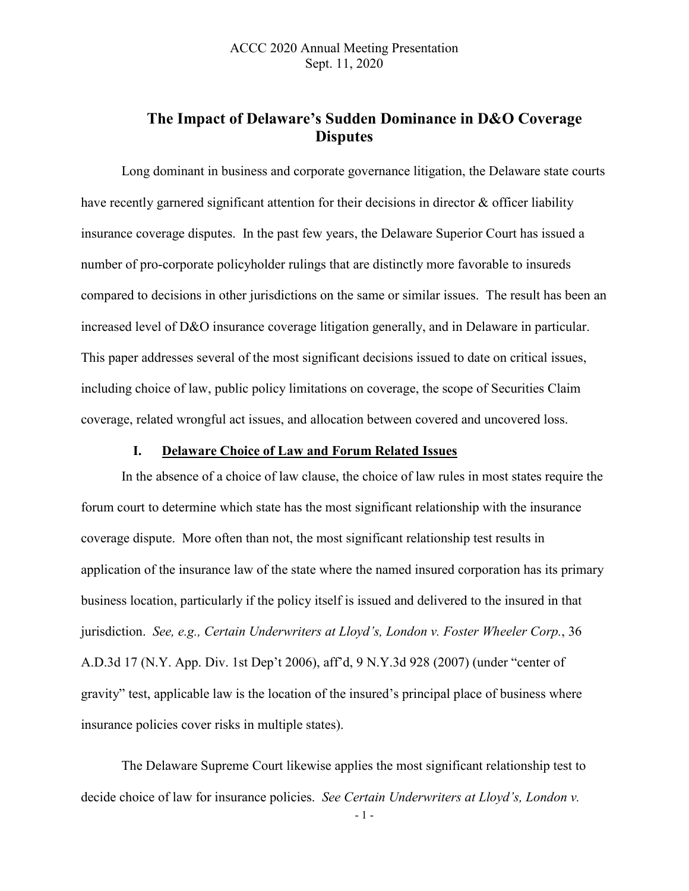ACCC 2020 Annual Meeting Presentation
Sept. 11, 2020

# The Impact of Delaware's Sudden Dominance in D&O Coverage Disputes

Long dominant in business and corporate governance litigation, the Delaware state courts have recently garnered significant attention for their decisions in director & officer liability insurance coverage disputes. In the past few years, the Delaware Superior Court has issued a number of pro-corporate policyholder rulings that are distinctly more favorable to insureds compared to decisions in other jurisdictions on the same or similar issues. The result has been an increased level of D&O insurance coverage litigation generally, and in Delaware in particular. This paper addresses several of the most significant decisions issued to date on critical issues, including choice of law, public policy limitations on coverage, the scope of Securities Claim coverage, related wrongful act issues, and allocation between covered and uncovered loss.

## I. Delaware Choice of Law and Forum Related Issues

In the absence of a choice of law clause, the choice of law rules in most states require the forum court to determine which state has the most significant relationship with the insurance coverage dispute. More often than not, the most significant relationship test results in application of the insurance law of the state where the named insured corporation has its primary business location, particularly if the policy itself is issued and delivered to the insured in that jurisdiction. *See, e.g., Certain Underwriters at Lloyd's, London v. Foster Wheeler Corp.*, 36 A.D.3d 17 (N.Y. App. Div. 1st Dep't 2006), aff'd, 9 N.Y.3d 928 (2007) (under "center of gravity" test, applicable law is the location of the insured's principal place of business where insurance policies cover risks in multiple states).

The Delaware Supreme Court likewise applies the most significant relationship test to decide choice of law for insurance policies. *See Certain Underwriters at Lloyd's, London v.*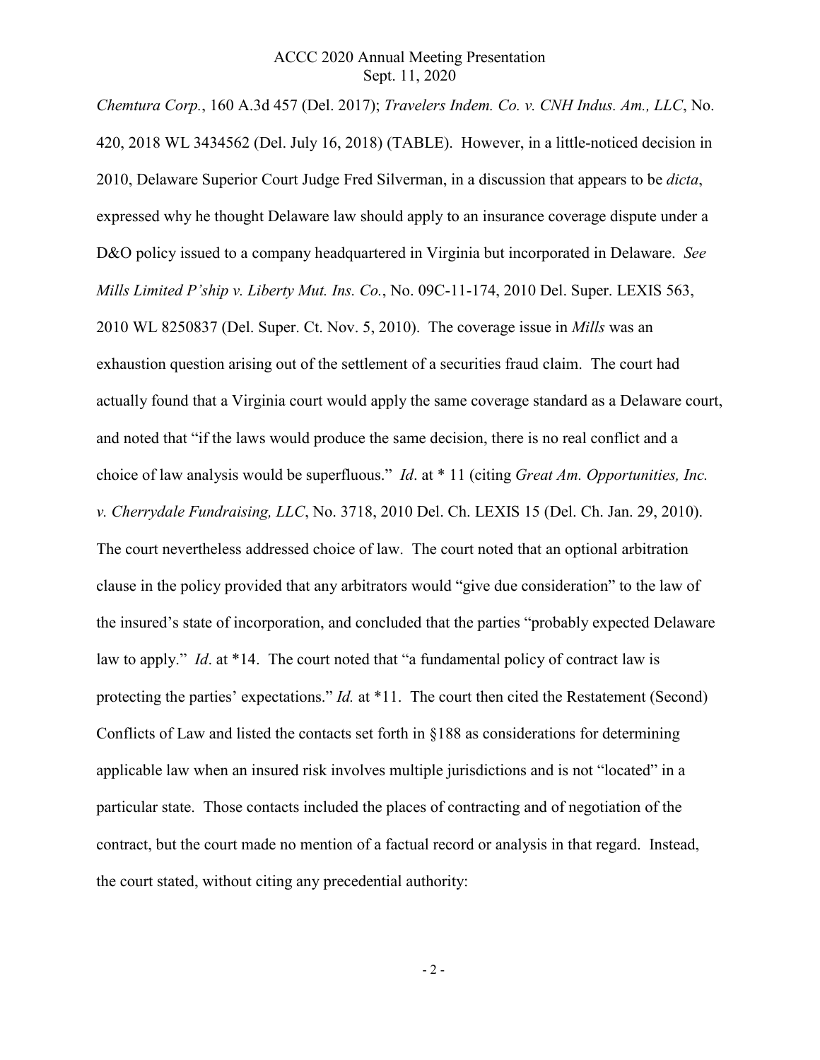*Chemtura Corp.*, 160 A.3d 457 (Del. 2017); *Travelers Indem. Co. v. CNH Indus. Am., LLC*, No. 420, 2018 WL 3434562 (Del. July 16, 2018) (TABLE). However, in a little-noticed decision in 2010, Delaware Superior Court Judge Fred Silverman, in a discussion that appears to be *dicta*, expressed why he thought Delaware law should apply to an insurance coverage dispute under a D&O policy issued to a company headquartered in Virginia but incorporated in Delaware. *See Mills Limited P'ship v. Liberty Mut. Ins. Co.*, No. 09C-11-174, 2010 Del. Super. LEXIS 563, 2010 WL 8250837 (Del. Super. Ct. Nov. 5, 2010). The coverage issue in *Mills* was an exhaustion question arising out of the settlement of a securities fraud claim. The court had actually found that a Virginia court would apply the same coverage standard as a Delaware court, and noted that "if the laws would produce the same decision, there is no real conflict and a choice of law analysis would be superfluous." *Id*. at * 11 (citing *Great Am. Opportunities, Inc. v. Cherrydale Fundraising, LLC*, No. 3718, 2010 Del. Ch. LEXIS 15 (Del. Ch. Jan. 29, 2010). The court nevertheless addressed choice of law. The court noted that an optional arbitration clause in the policy provided that any arbitrators would "give due consideration" to the law of the insured's state of incorporation, and concluded that the parties "probably expected Delaware law to apply." *Id*. at *14. The court noted that "a fundamental policy of contract law is protecting the parties' expectations." *Id.* at *11. The court then cited the Restatement (Second) Conflicts of Law and listed the contacts set forth in §188 as considerations for determining applicable law when an insured risk involves multiple jurisdictions and is not "located" in a particular state. Those contacts included the places of contracting and of negotiation of the contract, but the court made no mention of a factual record or analysis in that regard. Instead, the court stated, without citing any precedential authority: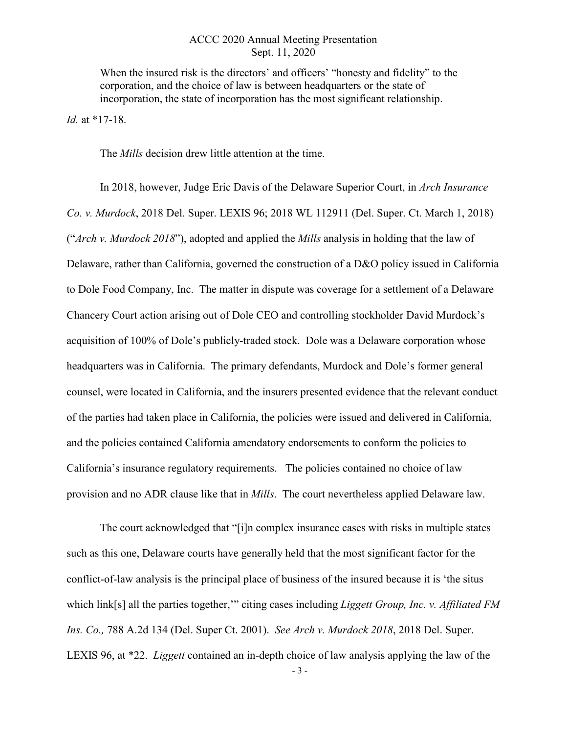When the insured risk is the directors' and officers' "honesty and fidelity" to the corporation, and the choice of law is between headquarters or the state of incorporation, the state of incorporation has the most significant relationship.

*Id.* at *17-18.

The *Mills* decision drew little attention at the time.

In 2018, however, Judge Eric Davis of the Delaware Superior Court, in *Arch Insurance Co. v. Murdock*, 2018 Del. Super. LEXIS 96; 2018 WL 112911 (Del. Super. Ct. March 1, 2018) ("*Arch v. Murdock 2018*"), adopted and applied the *Mills* analysis in holding that the law of Delaware, rather than California, governed the construction of a D&O policy issued in California to Dole Food Company, Inc. The matter in dispute was coverage for a settlement of a Delaware Chancery Court action arising out of Dole CEO and controlling stockholder David Murdock's acquisition of 100% of Dole's publicly-traded stock. Dole was a Delaware corporation whose headquarters was in California. The primary defendants, Murdock and Dole's former general counsel, were located in California, and the insurers presented evidence that the relevant conduct of the parties had taken place in California, the policies were issued and delivered in California, and the policies contained California amendatory endorsements to conform the policies to California's insurance regulatory requirements. The policies contained no choice of law provision and no ADR clause like that in *Mills*. The court nevertheless applied Delaware law.

The court acknowledged that "[i]n complex insurance cases with risks in multiple states such as this one, Delaware courts have generally held that the most significant factor for the conflict-of-law analysis is the principal place of business of the insured because it is 'the situs which link[s] all the parties together,'" citing cases including *Liggett Group, Inc. v. Affiliated FM Ins. Co.,* 788 A.2d 134 (Del. Super Ct. 2001). *See Arch v. Murdock 2018*, 2018 Del. Super. LEXIS 96, at *22. *Liggett* contained an in-depth choice of law analysis applying the law of the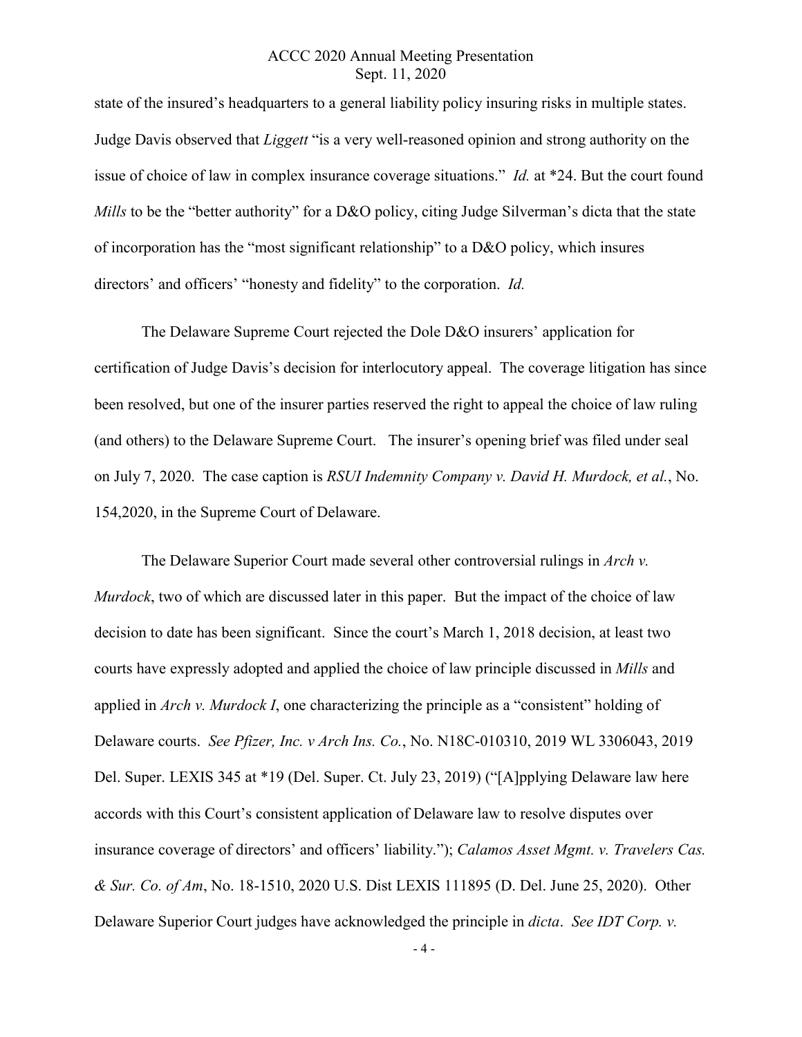state of the insured's headquarters to a general liability policy insuring risks in multiple states. Judge Davis observed that *Liggett* "is a very well-reasoned opinion and strong authority on the issue of choice of law in complex insurance coverage situations." *Id.* at *24. But the court found *Mills* to be the "better authority" for a D&O policy, citing Judge Silverman's dicta that the state of incorporation has the "most significant relationship" to a D&O policy, which insures directors' and officers' "honesty and fidelity" to the corporation. *Id.*

The Delaware Supreme Court rejected the Dole D&O insurers' application for certification of Judge Davis's decision for interlocutory appeal. The coverage litigation has since been resolved, but one of the insurer parties reserved the right to appeal the choice of law ruling (and others) to the Delaware Supreme Court. The insurer's opening brief was filed under seal on July 7, 2020. The case caption is *RSUI Indemnity Company v. David H. Murdock, et al.*, No. 154,2020, in the Supreme Court of Delaware.

The Delaware Superior Court made several other controversial rulings in *Arch v. Murdock*, two of which are discussed later in this paper. But the impact of the choice of law decision to date has been significant. Since the court's March 1, 2018 decision, at least two courts have expressly adopted and applied the choice of law principle discussed in *Mills* and applied in *Arch v. Murdock I*, one characterizing the principle as a "consistent" holding of Delaware courts. *See Pfizer, Inc. v Arch Ins. Co.*, No. N18C-010310, 2019 WL 3306043, 2019 Del. Super. LEXIS 345 at *19 (Del. Super. Ct. July 23, 2019) ("[A]pplying Delaware law here accords with this Court's consistent application of Delaware law to resolve disputes over insurance coverage of directors' and officers' liability."); *Calamos Asset Mgmt. v. Travelers Cas. & Sur. Co. of Am*, No. 18-1510, 2020 U.S. Dist LEXIS 111895 (D. Del. June 25, 2020). Other Delaware Superior Court judges have acknowledged the principle in *dicta*. *See IDT Corp. v.*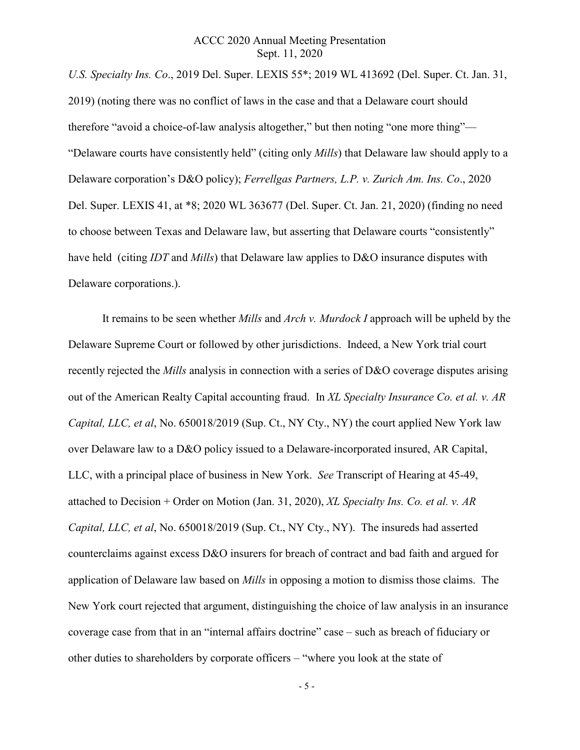*U.S. Specialty Ins. Co*., 2019 Del. Super. LEXIS 55*; 2019 WL 413692 (Del. Super. Ct. Jan. 31, 2019) (noting there was no conflict of laws in the case and that a Delaware court should therefore "avoid a choice-of-law analysis altogether," but then noting "one more thing"— "Delaware courts have consistently held" (citing only *Mills*) that Delaware law should apply to a Delaware corporation's D&O policy); *Ferrellgas Partners, L.P. v. Zurich Am. Ins. Co*., 2020 Del. Super. LEXIS 41, at *8; 2020 WL 363677 (Del. Super. Ct. Jan. 21, 2020) (finding no need to choose between Texas and Delaware law, but asserting that Delaware courts "consistently" have held (citing *IDT* and *Mills*) that Delaware law applies to D&O insurance disputes with Delaware corporations.).

It remains to be seen whether *Mills* and *Arch v. Murdock I* approach will be upheld by the Delaware Supreme Court or followed by other jurisdictions. Indeed, a New York trial court recently rejected the *Mills* analysis in connection with a series of D&O coverage disputes arising out of the American Realty Capital accounting fraud. In *XL Specialty Insurance Co. et al. v. AR Capital, LLC, et al*, No. 650018/2019 (Sup. Ct., NY Cty., NY) the court applied New York law over Delaware law to a D&O policy issued to a Delaware-incorporated insured, AR Capital, LLC, with a principal place of business in New York. *See* Transcript of Hearing at 45-49, attached to Decision + Order on Motion (Jan. 31, 2020), *XL Specialty Ins. Co. et al. v. AR Capital, LLC, et al*, No. 650018/2019 (Sup. Ct., NY Cty., NY). The insureds had asserted counterclaims against excess D&O insurers for breach of contract and bad faith and argued for application of Delaware law based on *Mills* in opposing a motion to dismiss those claims. The New York court rejected that argument, distinguishing the choice of law analysis in an insurance coverage case from that in an "internal affairs doctrine" case – such as breach of fiduciary or other duties to shareholders by corporate officers – "where you look at the state of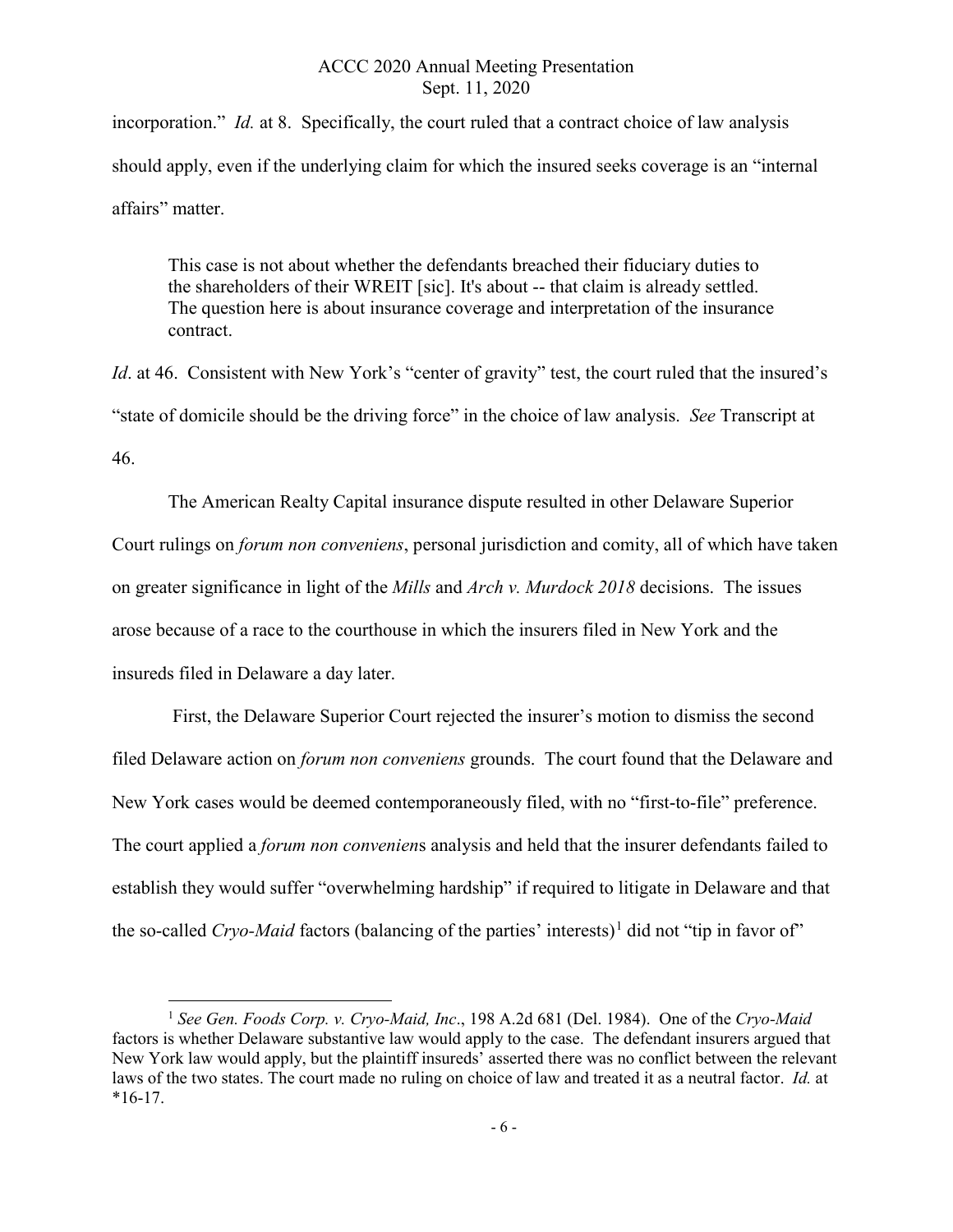incorporation." *Id.* at 8. Specifically, the court ruled that a contract choice of law analysis should apply, even if the underlying claim for which the insured seeks coverage is an "internal affairs" matter.

> This case is not about whether the defendants breached their fiduciary duties to the shareholders of their WREIT [sic]. It's about -- that claim is already settled. The question here is about insurance coverage and interpretation of the insurance contract.

*Id*. at 46. Consistent with New York's "center of gravity" test, the court ruled that the insured's "state of domicile should be the driving force" in the choice of law analysis. *See* Transcript at 46.

The American Realty Capital insurance dispute resulted in other Delaware Superior Court rulings on *forum non conveniens*, personal jurisdiction and comity, all of which have taken on greater significance in light of the *Mills* and *Arch v. Murdock 2018* decisions. The issues arose because of a race to the courthouse in which the insurers filed in New York and the insureds filed in Delaware a day later.

First, the Delaware Superior Court rejected the insurer's motion to dismiss the second filed Delaware action on *forum non conveniens* grounds. The court found that the Delaware and New York cases would be deemed contemporaneously filed, with no "first-to-file" preference. The court applied a *forum non conveniens* analysis and held that the insurer defendants failed to establish they would suffer "overwhelming hardship" if required to litigate in Delaware and that the so-called *Cryo-Maid* factors (balancing of the parties' interests)[1] did not "tip in favor of"

[1] *See Gen. Foods Corp. v. Cryo-Maid, Inc*., 198 A.2d 681 (Del. 1984). One of the *Cryo-Maid* factors is whether Delaware substantive law would apply to the case. The defendant insurers argued that New York law would apply, but the plaintiff insureds' asserted there was no conflict between the relevant laws of the two states. The court made no ruling on choice of law and treated it as a neutral factor. *Id.* at *16-17.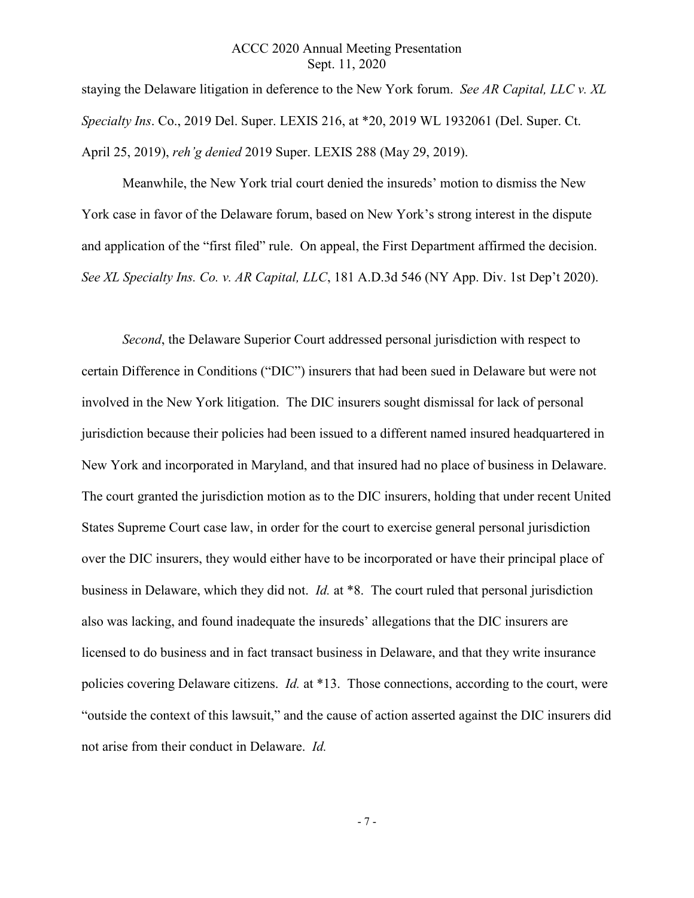staying the Delaware litigation in deference to the New York forum. *See AR Capital, LLC v. XL Specialty Ins*. Co., 2019 Del. Super. LEXIS 216, at *20, 2019 WL 1932061 (Del. Super. Ct. April 25, 2019), *reh'g denied* 2019 Super. LEXIS 288 (May 29, 2019).

Meanwhile, the New York trial court denied the insureds' motion to dismiss the New York case in favor of the Delaware forum, based on New York's strong interest in the dispute and application of the "first filed" rule. On appeal, the First Department affirmed the decision. *See XL Specialty Ins. Co. v. AR Capital, LLC*, 181 A.D.3d 546 (NY App. Div. 1st Dep't 2020).

*Second*, the Delaware Superior Court addressed personal jurisdiction with respect to certain Difference in Conditions ("DIC") insurers that had been sued in Delaware but were not involved in the New York litigation. The DIC insurers sought dismissal for lack of personal jurisdiction because their policies had been issued to a different named insured headquartered in New York and incorporated in Maryland, and that insured had no place of business in Delaware. The court granted the jurisdiction motion as to the DIC insurers, holding that under recent United States Supreme Court case law, in order for the court to exercise general personal jurisdiction over the DIC insurers, they would either have to be incorporated or have their principal place of business in Delaware, which they did not. *Id.* at *8. The court ruled that personal jurisdiction also was lacking, and found inadequate the insureds' allegations that the DIC insurers are licensed to do business and in fact transact business in Delaware, and that they write insurance policies covering Delaware citizens. *Id.* at *13. Those connections, according to the court, were "outside the context of this lawsuit," and the cause of action asserted against the DIC insurers did not arise from their conduct in Delaware. *Id.*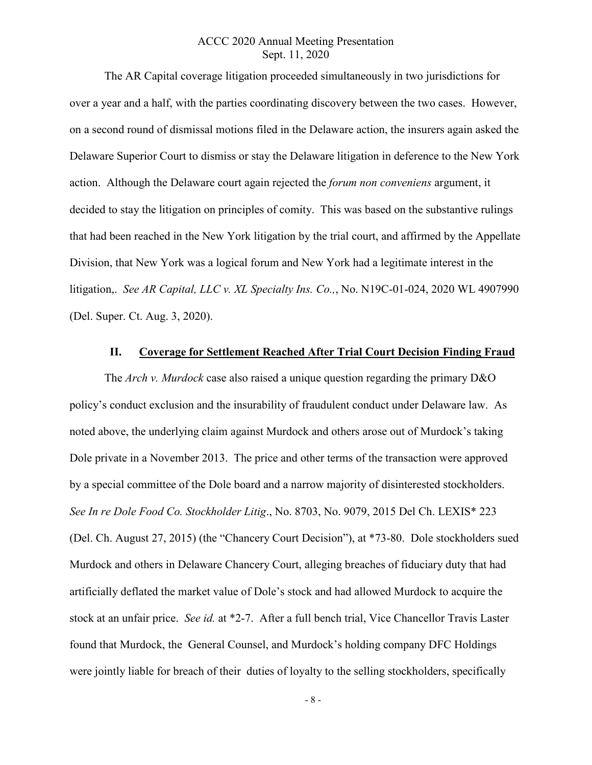The AR Capital coverage litigation proceeded simultaneously in two jurisdictions for over a year and a half, with the parties coordinating discovery between the two cases. However, on a second round of dismissal motions filed in the Delaware action, the insurers again asked the Delaware Superior Court to dismiss or stay the Delaware litigation in deference to the New York action. Although the Delaware court again rejected the *forum non conveniens* argument, it decided to stay the litigation on principles of comity. This was based on the substantive rulings that had been reached in the New York litigation by the trial court, and affirmed by the Appellate Division, that New York was a logical forum and New York had a legitimate interest in the litigation,. *See AR Capital, LLC v. XL Specialty Ins. Co.,*, No. N19C-01-024, 2020 WL 4907990 (Del. Super. Ct. Aug. 3, 2020).

## II. Coverage for Settlement Reached After Trial Court Decision Finding Fraud

The *Arch v. Murdock* case also raised a unique question regarding the primary D&O policy's conduct exclusion and the insurability of fraudulent conduct under Delaware law. As noted above, the underlying claim against Murdock and others arose out of Murdock's taking Dole private in a November 2013. The price and other terms of the transaction were approved by a special committee of the Dole board and a narrow majority of disinterested stockholders. *See In re Dole Food Co. Stockholder Litig*., No. 8703, No. 9079, 2015 Del Ch. LEXIS* 223 (Del. Ch. August 27, 2015) (the "Chancery Court Decision"), at *73-80. Dole stockholders sued Murdock and others in Delaware Chancery Court, alleging breaches of fiduciary duty that had artificially deflated the market value of Dole's stock and had allowed Murdock to acquire the stock at an unfair price. *See id.* at *2-7. After a full bench trial, Vice Chancellor Travis Laster found that Murdock, the General Counsel, and Murdock's holding company DFC Holdings were jointly liable for breach of their duties of loyalty to the selling stockholders, specifically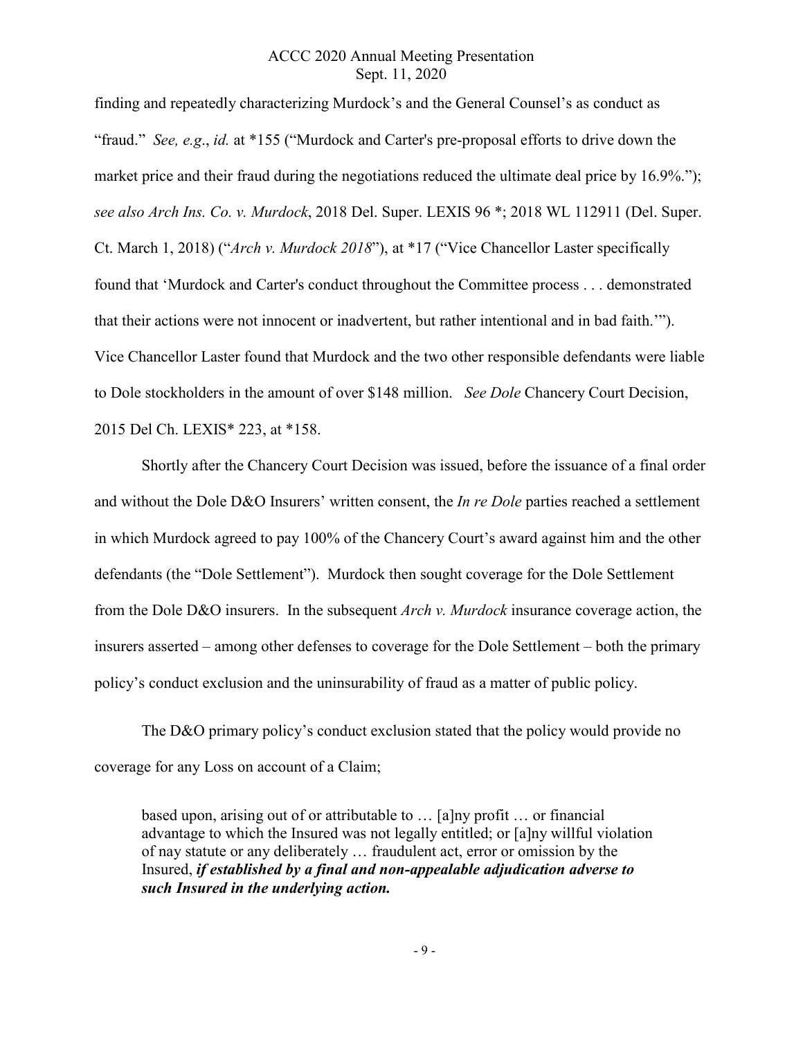finding and repeatedly characterizing Murdock's and the General Counsel's as conduct as "fraud." *See, e.g*., *id.* at *155 ("Murdock and Carter's pre-proposal efforts to drive down the market price and their fraud during the negotiations reduced the ultimate deal price by 16.9%."); *see also Arch Ins. Co. v. Murdock*, 2018 Del. Super. LEXIS 96 *; 2018 WL 112911 (Del. Super. Ct. March 1, 2018) ("*Arch v. Murdock 2018*"), at *17 ("Vice Chancellor Laster specifically found that 'Murdock and Carter's conduct throughout the Committee process . . . demonstrated that their actions were not innocent or inadvertent, but rather intentional and in bad faith.'"). Vice Chancellor Laster found that Murdock and the two other responsible defendants were liable to Dole stockholders in the amount of over $148 million. *See Dole* Chancery Court Decision, 2015 Del Ch. LEXIS* 223, at *158.

Shortly after the Chancery Court Decision was issued, before the issuance of a final order and without the Dole D&O Insurers' written consent, the *In re Dole* parties reached a settlement in which Murdock agreed to pay 100% of the Chancery Court's award against him and the other defendants (the "Dole Settlement"). Murdock then sought coverage for the Dole Settlement from the Dole D&O insurers. In the subsequent *Arch v. Murdock* insurance coverage action, the insurers asserted – among other defenses to coverage for the Dole Settlement – both the primary policy's conduct exclusion and the uninsurability of fraud as a matter of public policy.

The D&O primary policy's conduct exclusion stated that the policy would provide no coverage for any Loss on account of a Claim;

> based upon, arising out of or attributable to … [a]ny profit … or financial advantage to which the Insured was not legally entitled; or [a]ny willful violation of nay statute or any deliberately … fraudulent act, error or omission by the Insured, ***if established by a final and non-appealable adjudication adverse to such Insured in the underlying action.***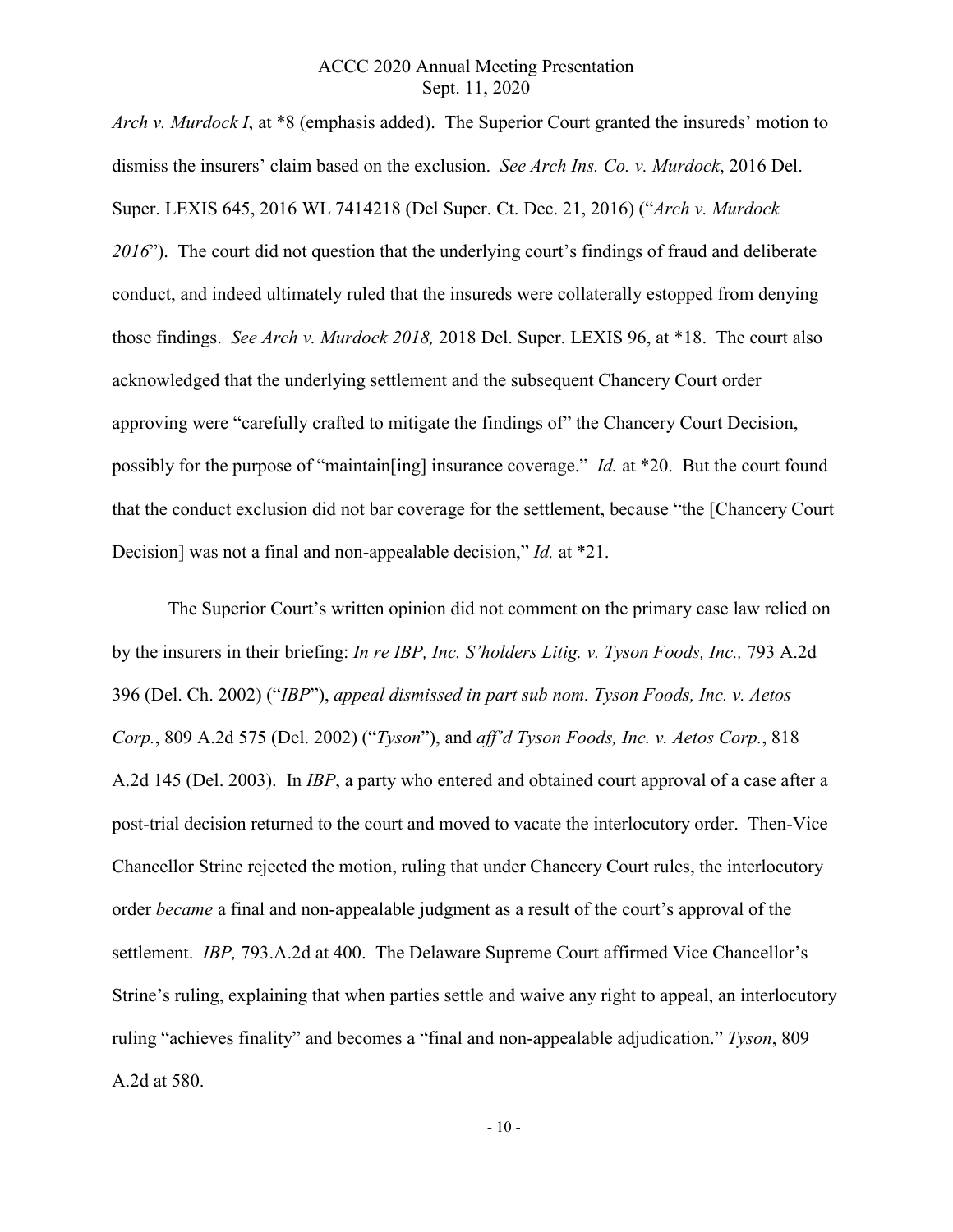*Arch v. Murdock I*, at *8 (emphasis added). The Superior Court granted the insureds' motion to dismiss the insurers' claim based on the exclusion. *See Arch Ins. Co. v. Murdock*, 2016 Del. Super. LEXIS 645, 2016 WL 7414218 (Del Super. Ct. Dec. 21, 2016) ("*Arch v. Murdock 2016*"). The court did not question that the underlying court's findings of fraud and deliberate conduct, and indeed ultimately ruled that the insureds were collaterally estopped from denying those findings. *See Arch v. Murdock 2018,* 2018 Del. Super. LEXIS 96, at *18. The court also acknowledged that the underlying settlement and the subsequent Chancery Court order approving were "carefully crafted to mitigate the findings of" the Chancery Court Decision, possibly for the purpose of "maintain[ing] insurance coverage." *Id.* at *20. But the court found that the conduct exclusion did not bar coverage for the settlement, because "the [Chancery Court Decision] was not a final and non-appealable decision," *Id.* at *21.

The Superior Court's written opinion did not comment on the primary case law relied on by the insurers in their briefing: *In re IBP, Inc. S'holders Litig. v. Tyson Foods, Inc.,* 793 A.2d 396 (Del. Ch. 2002) ("*IBP*"), *appeal dismissed in part sub nom. Tyson Foods, Inc. v. Aetos Corp.*, 809 A.2d 575 (Del. 2002) ("*Tyson*"), and *aff'd Tyson Foods, Inc. v. Aetos Corp.*, 818 A.2d 145 (Del. 2003). In *IBP*, a party who entered and obtained court approval of a case after a post-trial decision returned to the court and moved to vacate the interlocutory order. Then-Vice Chancellor Strine rejected the motion, ruling that under Chancery Court rules, the interlocutory order *became* a final and non-appealable judgment as a result of the court's approval of the settlement. *IBP,* 793.A.2d at 400. The Delaware Supreme Court affirmed Vice Chancellor's Strine's ruling, explaining that when parties settle and waive any right to appeal, an interlocutory ruling "achieves finality" and becomes a "final and non-appealable adjudication." *Tyson*, 809 A.2d at 580.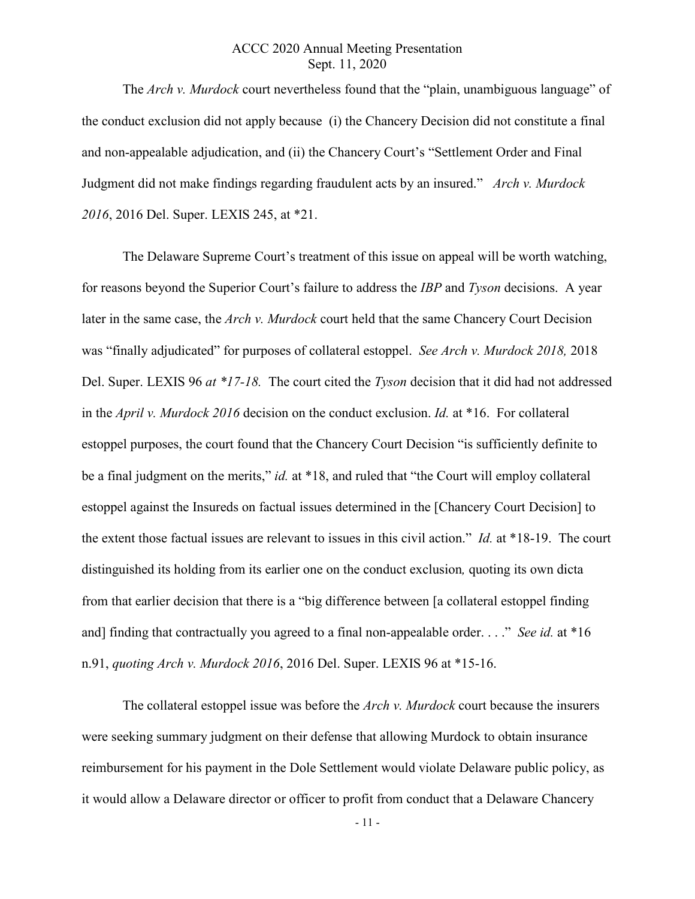The *Arch v. Murdock* court nevertheless found that the "plain, unambiguous language" of the conduct exclusion did not apply because (i) the Chancery Decision did not constitute a final and non-appealable adjudication, and (ii) the Chancery Court's "Settlement Order and Final Judgment did not make findings regarding fraudulent acts by an insured." *Arch v. Murdock 2016*, 2016 Del. Super. LEXIS 245, at *21.

The Delaware Supreme Court's treatment of this issue on appeal will be worth watching, for reasons beyond the Superior Court's failure to address the *IBP* and *Tyson* decisions. A year later in the same case, the *Arch v. Murdock* court held that the same Chancery Court Decision was "finally adjudicated" for purposes of collateral estoppel. *See Arch v. Murdock 2018,* 2018 Del. Super. LEXIS 96 *at *17-18.* The court cited the *Tyson* decision that it did had not addressed in the *April v. Murdock 2016* decision on the conduct exclusion. *Id.* at *16. For collateral estoppel purposes, the court found that the Chancery Court Decision "is sufficiently definite to be a final judgment on the merits," *id.* at *18, and ruled that "the Court will employ collateral estoppel against the Insureds on factual issues determined in the [Chancery Court Decision] to the extent those factual issues are relevant to issues in this civil action." *Id.* at *18-19. The court distinguished its holding from its earlier one on the conduct exclusion*,* quoting its own dicta from that earlier decision that there is a "big difference between [a collateral estoppel finding and] finding that contractually you agreed to a final non-appealable order. . . ." *See id.* at *16 n.91, *quoting Arch v. Murdock 2016*, 2016 Del. Super. LEXIS 96 at *15-16.

The collateral estoppel issue was before the *Arch v. Murdock* court because the insurers were seeking summary judgment on their defense that allowing Murdock to obtain insurance reimbursement for his payment in the Dole Settlement would violate Delaware public policy, as it would allow a Delaware director or officer to profit from conduct that a Delaware Chancery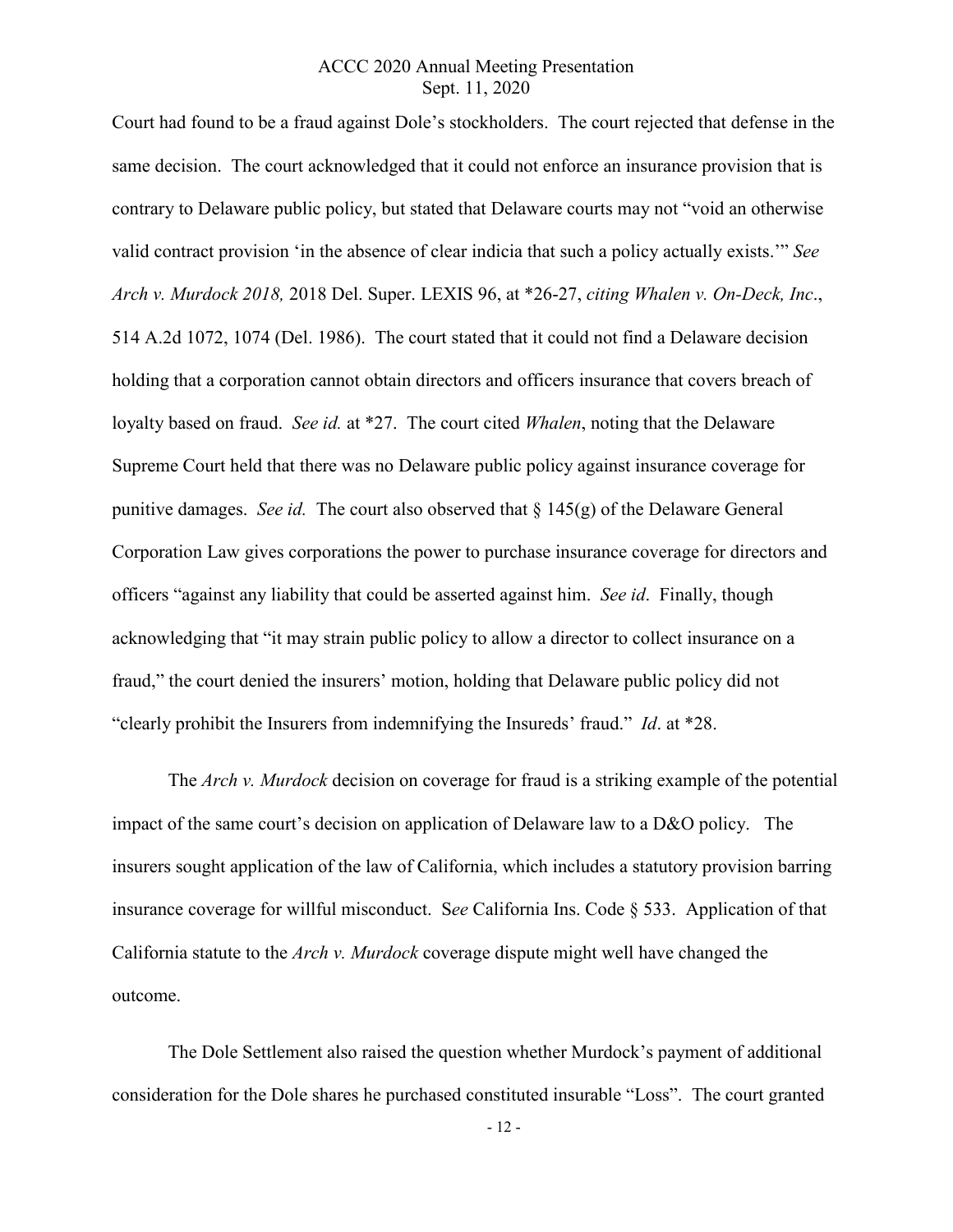Court had found to be a fraud against Dole's stockholders. The court rejected that defense in the same decision. The court acknowledged that it could not enforce an insurance provision that is contrary to Delaware public policy, but stated that Delaware courts may not "void an otherwise valid contract provision 'in the absence of clear indicia that such a policy actually exists.'" *See Arch v. Murdock 2018,* 2018 Del. Super. LEXIS 96, at *26-27, *citing Whalen v. On-Deck, Inc*., 514 A.2d 1072, 1074 (Del. 1986). The court stated that it could not find a Delaware decision holding that a corporation cannot obtain directors and officers insurance that covers breach of loyalty based on fraud. *See id.* at *27. The court cited *Whalen*, noting that the Delaware Supreme Court held that there was no Delaware public policy against insurance coverage for punitive damages. *See id.* The court also observed that § 145(g) of the Delaware General Corporation Law gives corporations the power to purchase insurance coverage for directors and officers "against any liability that could be asserted against him. *See id*. Finally, though acknowledging that "it may strain public policy to allow a director to collect insurance on a fraud," the court denied the insurers' motion, holding that Delaware public policy did not "clearly prohibit the Insurers from indemnifying the Insureds' fraud." *Id*. at *28.

The *Arch v. Murdock* decision on coverage for fraud is a striking example of the potential impact of the same court's decision on application of Delaware law to a D&O policy. The insurers sought application of the law of California, which includes a statutory provision barring insurance coverage for willful misconduct. S*ee* California Ins. Code § 533. Application of that California statute to the *Arch v. Murdock* coverage dispute might well have changed the outcome.

The Dole Settlement also raised the question whether Murdock's payment of additional consideration for the Dole shares he purchased constituted insurable "Loss". The court granted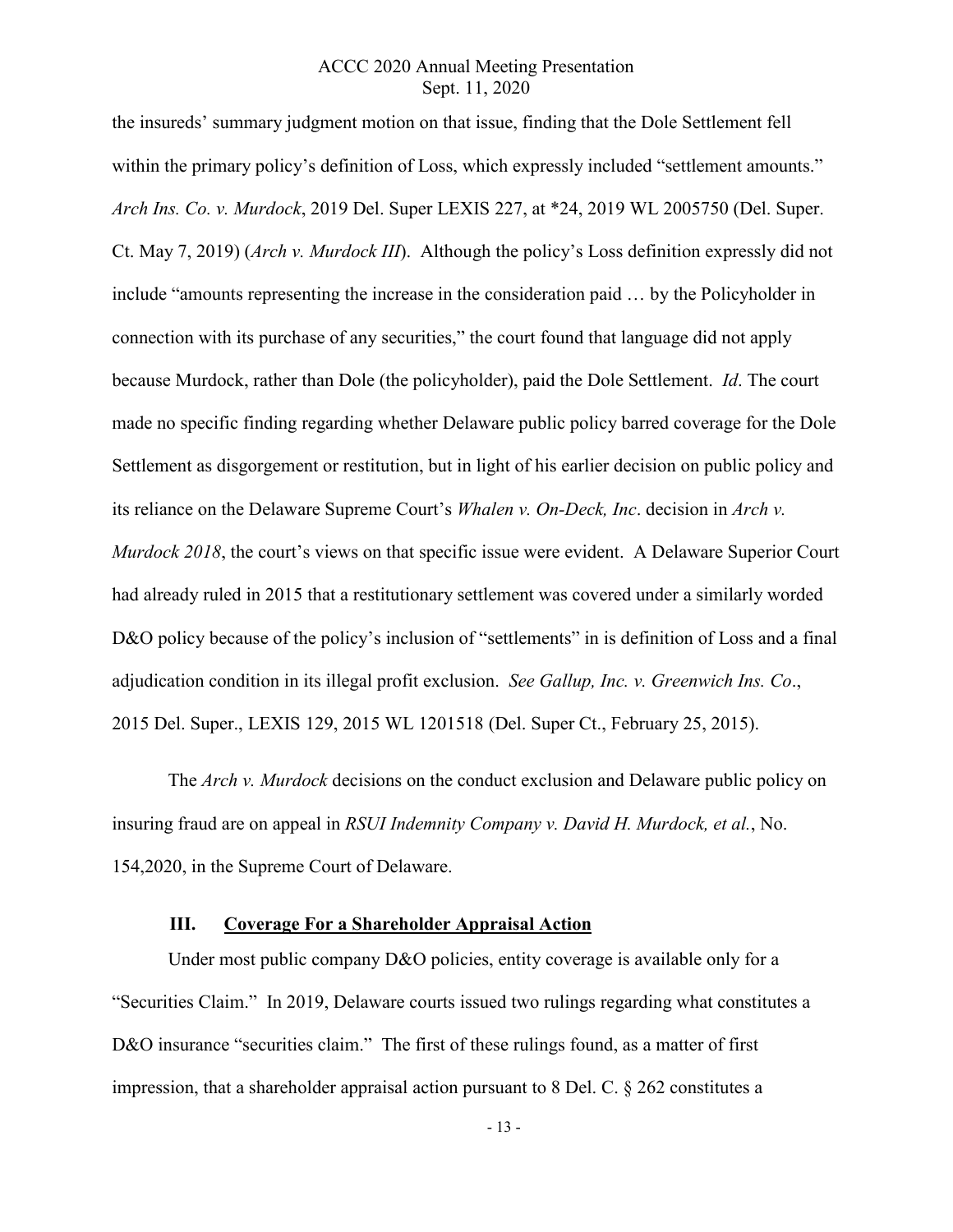the insureds' summary judgment motion on that issue, finding that the Dole Settlement fell within the primary policy's definition of Loss, which expressly included "settlement amounts." *Arch Ins. Co. v. Murdock*, 2019 Del. Super LEXIS 227, at *24, 2019 WL 2005750 (Del. Super. Ct. May 7, 2019) (*Arch v. Murdock III*). Although the policy's Loss definition expressly did not include "amounts representing the increase in the consideration paid … by the Policyholder in connection with its purchase of any securities," the court found that language did not apply because Murdock, rather than Dole (the policyholder), paid the Dole Settlement. *Id*. The court made no specific finding regarding whether Delaware public policy barred coverage for the Dole Settlement as disgorgement or restitution, but in light of his earlier decision on public policy and its reliance on the Delaware Supreme Court's *Whalen v. On-Deck, Inc*. decision in *Arch v. Murdock 2018*, the court's views on that specific issue were evident. A Delaware Superior Court had already ruled in 2015 that a restitutionary settlement was covered under a similarly worded D&O policy because of the policy's inclusion of "settlements" in is definition of Loss and a final adjudication condition in its illegal profit exclusion. *See Gallup, Inc. v. Greenwich Ins. Co*., 2015 Del. Super., LEXIS 129, 2015 WL 1201518 (Del. Super Ct., February 25, 2015).

The *Arch v. Murdock* decisions on the conduct exclusion and Delaware public policy on insuring fraud are on appeal in *RSUI Indemnity Company v. David H. Murdock, et al.*, No. 154,2020, in the Supreme Court of Delaware.

## III. Coverage For a Shareholder Appraisal Action

Under most public company D&O policies, entity coverage is available only for a "Securities Claim." In 2019, Delaware courts issued two rulings regarding what constitutes a D&O insurance "securities claim." The first of these rulings found, as a matter of first impression, that a shareholder appraisal action pursuant to 8 Del. C. § 262 constitutes a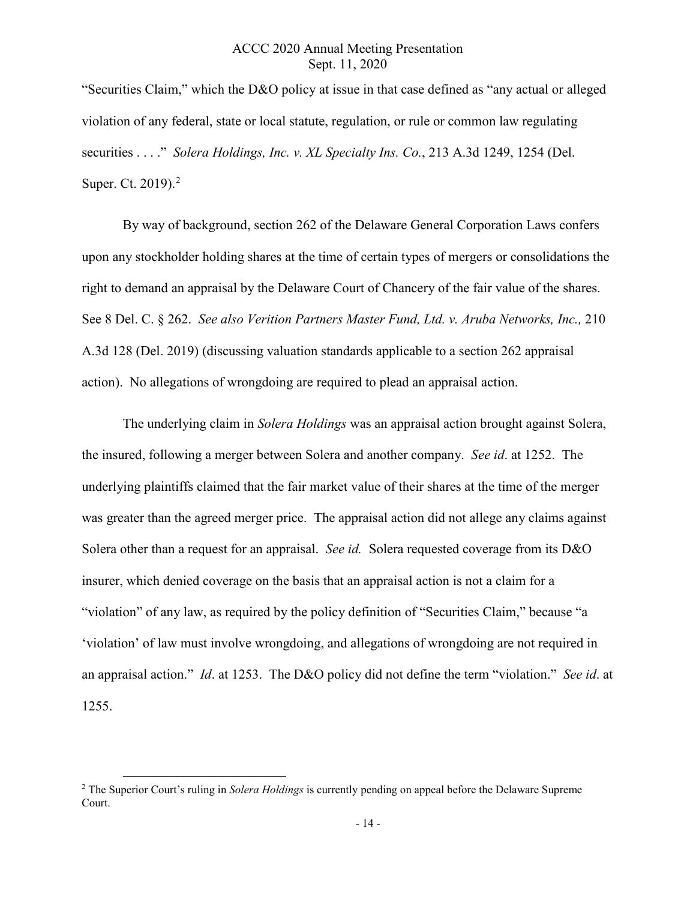"Securities Claim," which the D&O policy at issue in that case defined as "any actual or alleged violation of any federal, state or local statute, regulation, or rule or common law regulating securities . . . ." *Solera Holdings, Inc. v. XL Specialty Ins. Co.*, 213 A.3d 1249, 1254 (Del. Super. Ct. 2019).[2]

By way of background, section 262 of the Delaware General Corporation Laws confers upon any stockholder holding shares at the time of certain types of mergers or consolidations the right to demand an appraisal by the Delaware Court of Chancery of the fair value of the shares. See 8 Del. C. § 262. *See also Verition Partners Master Fund, Ltd. v. Aruba Networks, Inc.,* 210 A.3d 128 (Del. 2019) (discussing valuation standards applicable to a section 262 appraisal action). No allegations of wrongdoing are required to plead an appraisal action.

The underlying claim in *Solera Holdings* was an appraisal action brought against Solera, the insured, following a merger between Solera and another company. *See id*. at 1252. The underlying plaintiffs claimed that the fair market value of their shares at the time of the merger was greater than the agreed merger price. The appraisal action did not allege any claims against Solera other than a request for an appraisal. *See id.* Solera requested coverage from its D&O insurer, which denied coverage on the basis that an appraisal action is not a claim for a "violation" of any law, as required by the policy definition of "Securities Claim," because "a 'violation' of law must involve wrongdoing, and allegations of wrongdoing are not required in an appraisal action." *Id*. at 1253. The D&O policy did not define the term "violation." *See id*. at 1255.

---

[2] The Superior Court's ruling in *Solera Holdings* is currently pending on appeal before the Delaware Supreme Court.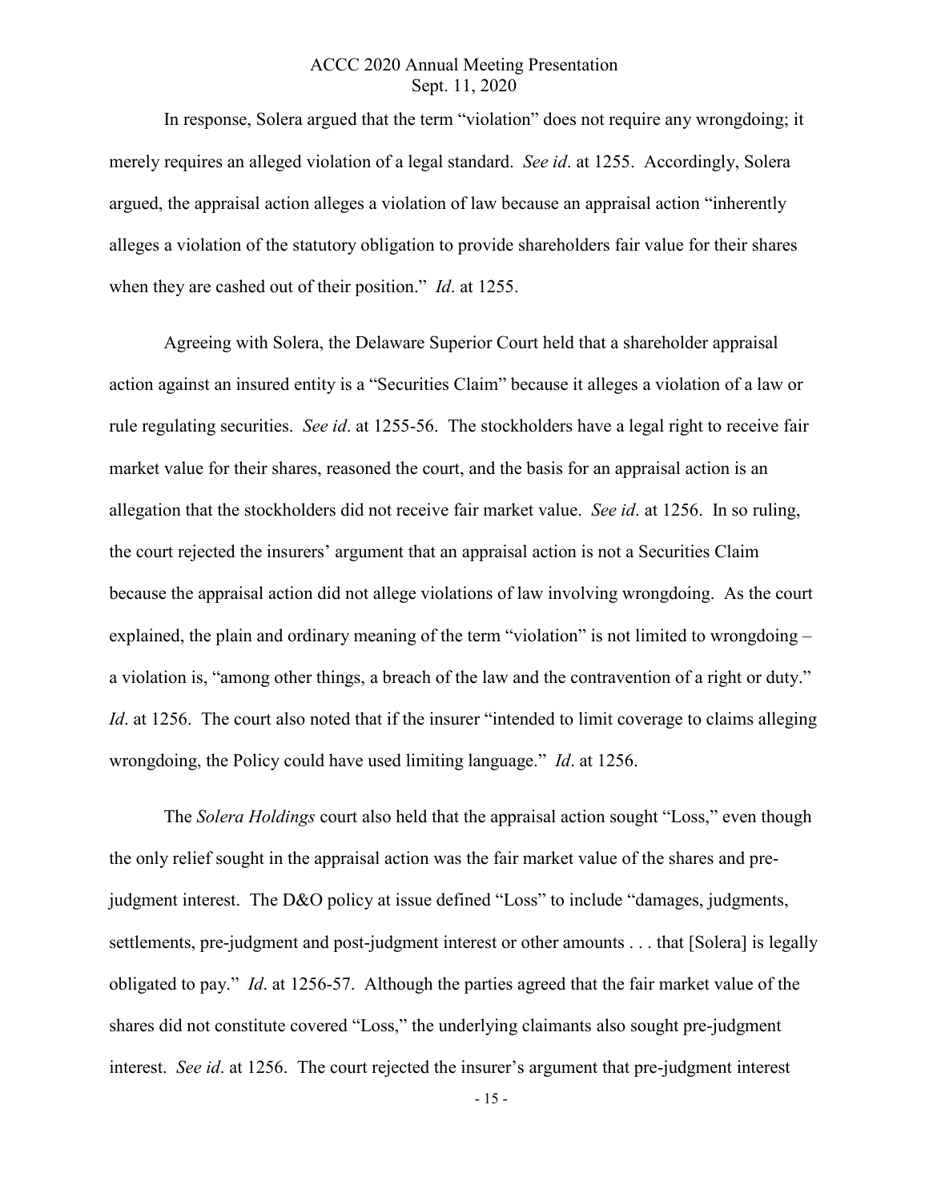In response, Solera argued that the term "violation" does not require any wrongdoing; it merely requires an alleged violation of a legal standard. *See id*. at 1255. Accordingly, Solera argued, the appraisal action alleges a violation of law because an appraisal action "inherently alleges a violation of the statutory obligation to provide shareholders fair value for their shares when they are cashed out of their position." *Id*. at 1255.

Agreeing with Solera, the Delaware Superior Court held that a shareholder appraisal action against an insured entity is a "Securities Claim" because it alleges a violation of a law or rule regulating securities. *See id*. at 1255-56. The stockholders have a legal right to receive fair market value for their shares, reasoned the court, and the basis for an appraisal action is an allegation that the stockholders did not receive fair market value. *See id*. at 1256. In so ruling, the court rejected the insurers' argument that an appraisal action is not a Securities Claim because the appraisal action did not allege violations of law involving wrongdoing. As the court explained, the plain and ordinary meaning of the term "violation" is not limited to wrongdoing – a violation is, "among other things, a breach of the law and the contravention of a right or duty." *Id*. at 1256. The court also noted that if the insurer "intended to limit coverage to claims alleging wrongdoing, the Policy could have used limiting language." *Id*. at 1256.

The *Solera Holdings* court also held that the appraisal action sought "Loss," even though the only relief sought in the appraisal action was the fair market value of the shares and pre-judgment interest. The D&O policy at issue defined "Loss" to include "damages, judgments, settlements, pre-judgment and post-judgment interest or other amounts . . . that [Solera] is legally obligated to pay." *Id*. at 1256-57. Although the parties agreed that the fair market value of the shares did not constitute covered "Loss," the underlying claimants also sought pre-judgment interest. *See id*. at 1256. The court rejected the insurer's argument that pre-judgment interest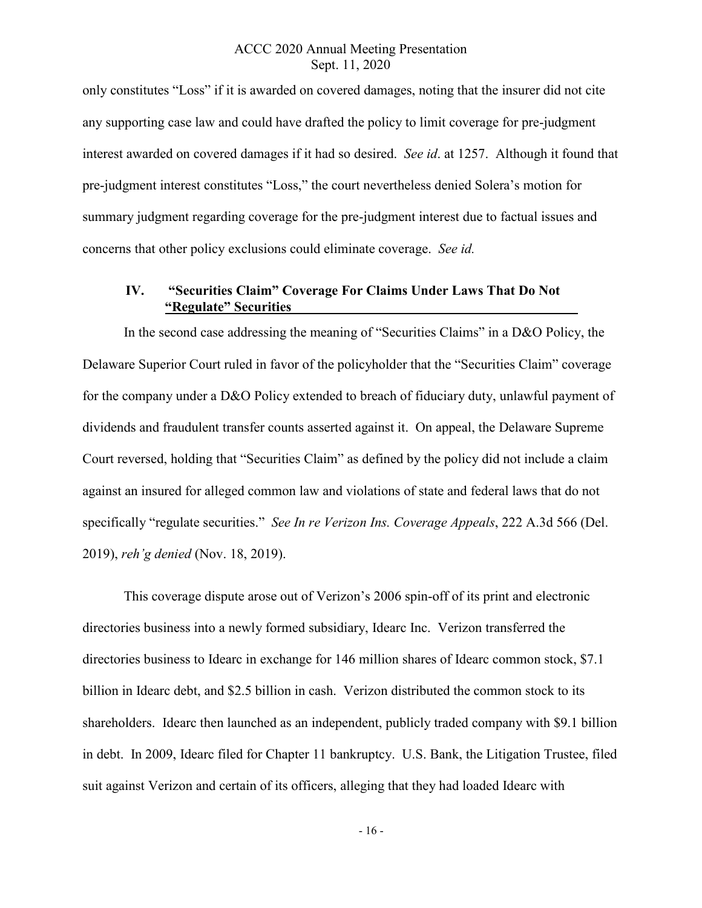only constitutes "Loss" if it is awarded on covered damages, noting that the insurer did not cite any supporting case law and could have drafted the policy to limit coverage for pre-judgment interest awarded on covered damages if it had so desired. *See id*. at 1257. Although it found that pre-judgment interest constitutes "Loss," the court nevertheless denied Solera's motion for summary judgment regarding coverage for the pre-judgment interest due to factual issues and concerns that other policy exclusions could eliminate coverage. *See id.*

## IV. "Securities Claim" Coverage For Claims Under Laws That Do Not "Regulate" Securities

In the second case addressing the meaning of "Securities Claims" in a D&O Policy, the Delaware Superior Court ruled in favor of the policyholder that the "Securities Claim" coverage for the company under a D&O Policy extended to breach of fiduciary duty, unlawful payment of dividends and fraudulent transfer counts asserted against it. On appeal, the Delaware Supreme Court reversed, holding that "Securities Claim" as defined by the policy did not include a claim against an insured for alleged common law and violations of state and federal laws that do not specifically "regulate securities." *See In re Verizon Ins. Coverage Appeals*, 222 A.3d 566 (Del. 2019), *reh'g denied* (Nov. 18, 2019).

This coverage dispute arose out of Verizon's 2006 spin-off of its print and electronic directories business into a newly formed subsidiary, Idearc Inc. Verizon transferred the directories business to Idearc in exchange for 146 million shares of Idearc common stock, \$7.1 billion in Idearc debt, and \$2.5 billion in cash. Verizon distributed the common stock to its shareholders. Idearc then launched as an independent, publicly traded company with \$9.1 billion in debt. In 2009, Idearc filed for Chapter 11 bankruptcy. U.S. Bank, the Litigation Trustee, filed suit against Verizon and certain of its officers, alleging that they had loaded Idearc with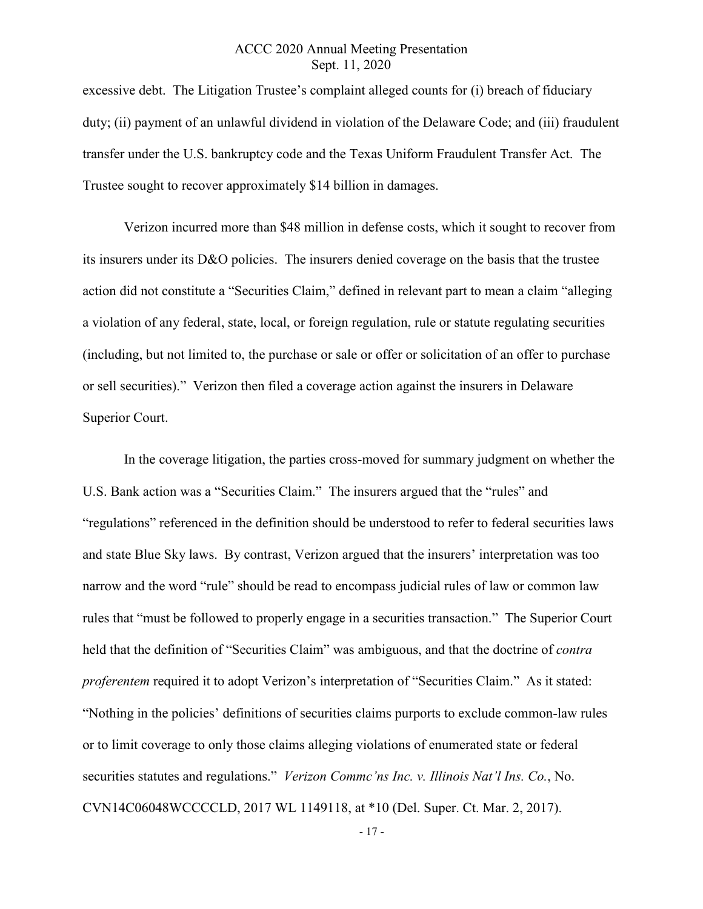excessive debt. The Litigation Trustee's complaint alleged counts for (i) breach of fiduciary duty; (ii) payment of an unlawful dividend in violation of the Delaware Code; and (iii) fraudulent transfer under the U.S. bankruptcy code and the Texas Uniform Fraudulent Transfer Act. The Trustee sought to recover approximately $14 billion in damages.

Verizon incurred more than $48 million in defense costs, which it sought to recover from its insurers under its D&O policies. The insurers denied coverage on the basis that the trustee action did not constitute a "Securities Claim," defined in relevant part to mean a claim "alleging a violation of any federal, state, local, or foreign regulation, rule or statute regulating securities (including, but not limited to, the purchase or sale or offer or solicitation of an offer to purchase or sell securities)." Verizon then filed a coverage action against the insurers in Delaware Superior Court.

In the coverage litigation, the parties cross-moved for summary judgment on whether the U.S. Bank action was a "Securities Claim." The insurers argued that the "rules" and "regulations" referenced in the definition should be understood to refer to federal securities laws and state Blue Sky laws. By contrast, Verizon argued that the insurers' interpretation was too narrow and the word "rule" should be read to encompass judicial rules of law or common law rules that "must be followed to properly engage in a securities transaction." The Superior Court held that the definition of "Securities Claim" was ambiguous, and that the doctrine of *contra proferentem* required it to adopt Verizon's interpretation of "Securities Claim." As it stated: "Nothing in the policies' definitions of securities claims purports to exclude common-law rules or to limit coverage to only those claims alleging violations of enumerated state or federal securities statutes and regulations." *Verizon Commc'ns Inc. v. Illinois Nat'l Ins. Co.*, No. CVN14C06048WCCCCLD, 2017 WL 1149118, at *10 (Del. Super. Ct. Mar. 2, 2017).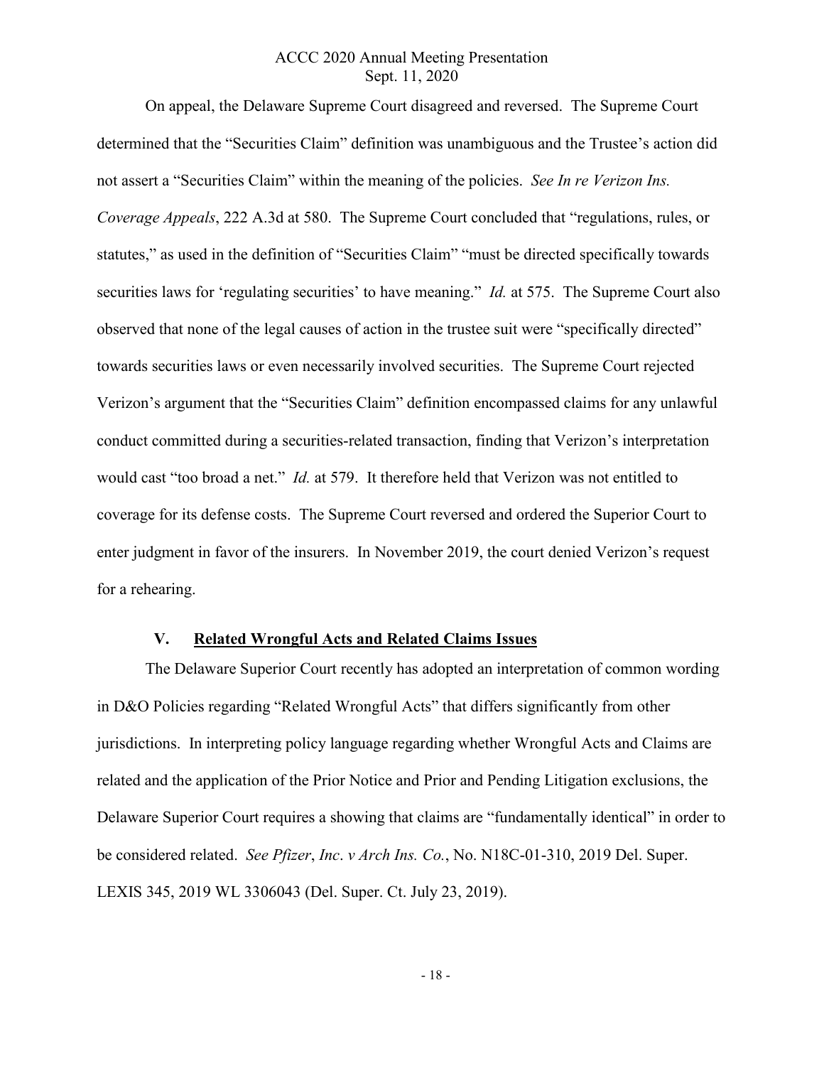On appeal, the Delaware Supreme Court disagreed and reversed. The Supreme Court determined that the "Securities Claim" definition was unambiguous and the Trustee's action did not assert a "Securities Claim" within the meaning of the policies. *See In re Verizon Ins. Coverage Appeals*, 222 A.3d at 580. The Supreme Court concluded that "regulations, rules, or statutes," as used in the definition of "Securities Claim" "must be directed specifically towards securities laws for 'regulating securities' to have meaning." *Id.* at 575. The Supreme Court also observed that none of the legal causes of action in the trustee suit were "specifically directed" towards securities laws or even necessarily involved securities. The Supreme Court rejected Verizon's argument that the "Securities Claim" definition encompassed claims for any unlawful conduct committed during a securities-related transaction, finding that Verizon's interpretation would cast "too broad a net." *Id.* at 579. It therefore held that Verizon was not entitled to coverage for its defense costs. The Supreme Court reversed and ordered the Superior Court to enter judgment in favor of the insurers. In November 2019, the court denied Verizon's request for a rehearing.

## V. Related Wrongful Acts and Related Claims Issues

The Delaware Superior Court recently has adopted an interpretation of common wording in D&O Policies regarding "Related Wrongful Acts" that differs significantly from other jurisdictions. In interpreting policy language regarding whether Wrongful Acts and Claims are related and the application of the Prior Notice and Prior and Pending Litigation exclusions, the Delaware Superior Court requires a showing that claims are "fundamentally identical" in order to be considered related. *See Pfizer*, *Inc*. *v Arch Ins. Co.*, No. N18C-01-310, 2019 Del. Super. LEXIS 345, 2019 WL 3306043 (Del. Super. Ct. July 23, 2019).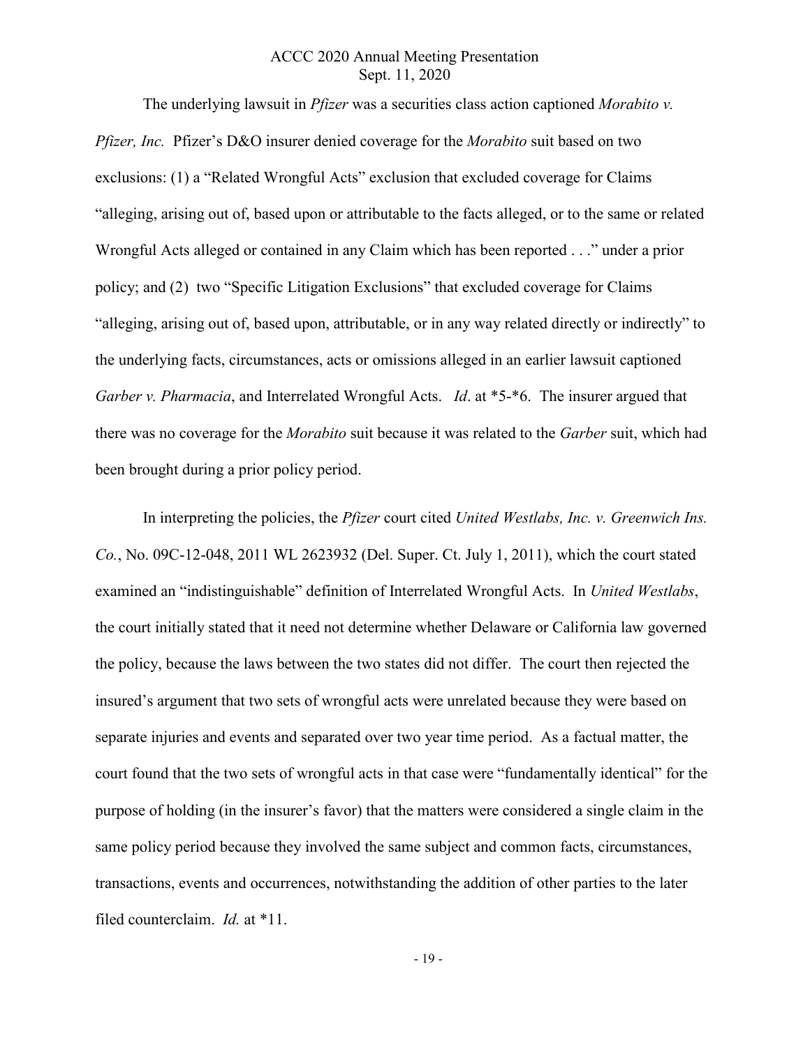The underlying lawsuit in *Pfizer* was a securities class action captioned *Morabito v. Pfizer, Inc.* Pfizer's D&O insurer denied coverage for the *Morabito* suit based on two exclusions: (1) a "Related Wrongful Acts" exclusion that excluded coverage for Claims "alleging, arising out of, based upon or attributable to the facts alleged, or to the same or related Wrongful Acts alleged or contained in any Claim which has been reported . . ." under a prior policy; and (2) two "Specific Litigation Exclusions" that excluded coverage for Claims "alleging, arising out of, based upon, attributable, or in any way related directly or indirectly" to the underlying facts, circumstances, acts or omissions alleged in an earlier lawsuit captioned *Garber v. Pharmacia*, and Interrelated Wrongful Acts. *Id*. at *5-*6. The insurer argued that there was no coverage for the *Morabito* suit because it was related to the *Garber* suit, which had been brought during a prior policy period.

In interpreting the policies, the *Pfizer* court cited *United Westlabs, Inc. v. Greenwich Ins. Co.*, No. 09C-12-048, 2011 WL 2623932 (Del. Super. Ct. July 1, 2011), which the court stated examined an "indistinguishable" definition of Interrelated Wrongful Acts. In *United Westlabs*, the court initially stated that it need not determine whether Delaware or California law governed the policy, because the laws between the two states did not differ. The court then rejected the insured's argument that two sets of wrongful acts were unrelated because they were based on separate injuries and events and separated over two year time period. As a factual matter, the court found that the two sets of wrongful acts in that case were "fundamentally identical" for the purpose of holding (in the insurer's favor) that the matters were considered a single claim in the same policy period because they involved the same subject and common facts, circumstances, transactions, events and occurrences, notwithstanding the addition of other parties to the later filed counterclaim. *Id.* at *11.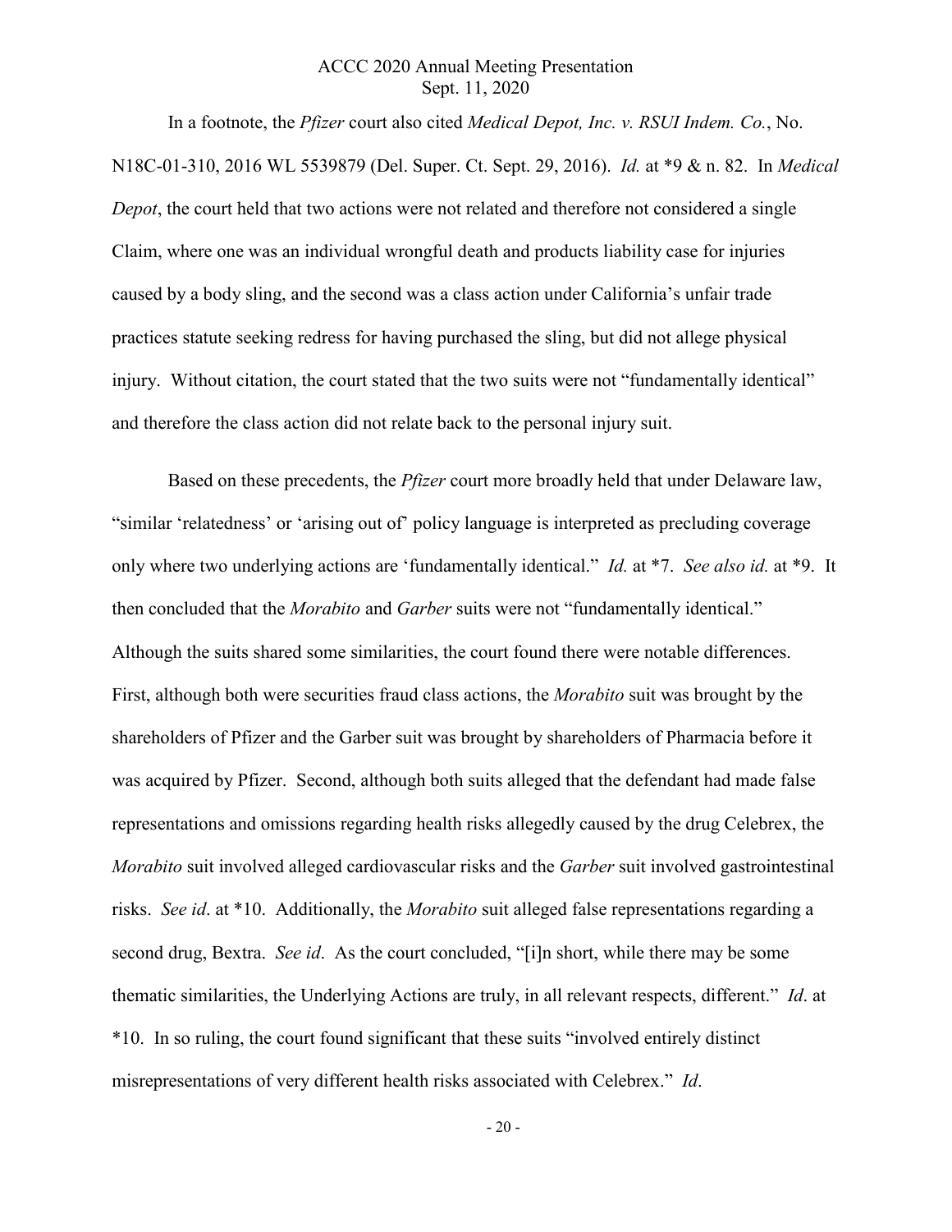In a footnote, the *Pfizer* court also cited *Medical Depot, Inc. v. RSUI Indem. Co.*, No. N18C-01-310, 2016 WL 5539879 (Del. Super. Ct. Sept. 29, 2016). *Id.* at *9 & n. 82. In *Medical Depot*, the court held that two actions were not related and therefore not considered a single Claim, where one was an individual wrongful death and products liability case for injuries caused by a body sling, and the second was a class action under California's unfair trade practices statute seeking redress for having purchased the sling, but did not allege physical injury. Without citation, the court stated that the two suits were not "fundamentally identical" and therefore the class action did not relate back to the personal injury suit.

Based on these precedents, the *Pfizer* court more broadly held that under Delaware law, "similar 'relatedness' or 'arising out of' policy language is interpreted as precluding coverage only where two underlying actions are 'fundamentally identical." *Id.* at *7. *See also id.* at *9. It then concluded that the *Morabito* and *Garber* suits were not "fundamentally identical." Although the suits shared some similarities, the court found there were notable differences. First, although both were securities fraud class actions, the *Morabito* suit was brought by the shareholders of Pfizer and the Garber suit was brought by shareholders of Pharmacia before it was acquired by Pfizer. Second, although both suits alleged that the defendant had made false representations and omissions regarding health risks allegedly caused by the drug Celebrex, the *Morabito* suit involved alleged cardiovascular risks and the *Garber* suit involved gastrointestinal risks. *See id*. at *10. Additionally, the *Morabito* suit alleged false representations regarding a second drug, Bextra. *See id*. As the court concluded, "[i]n short, while there may be some thematic similarities, the Underlying Actions are truly, in all relevant respects, different." *Id*. at *10. In so ruling, the court found significant that these suits "involved entirely distinct misrepresentations of very different health risks associated with Celebrex." *Id*.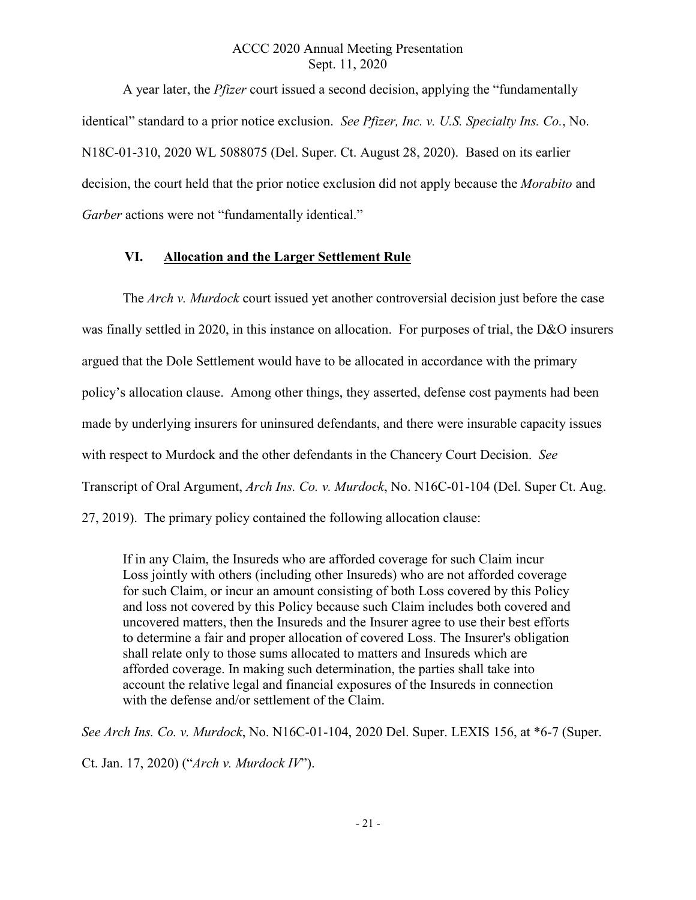A year later, the *Pfizer* court issued a second decision, applying the "fundamentally identical" standard to a prior notice exclusion. *See Pfizer, Inc. v. U.S. Specialty Ins. Co.*, No. N18C-01-310, 2020 WL 5088075 (Del. Super. Ct. August 28, 2020). Based on its earlier decision, the court held that the prior notice exclusion did not apply because the *Morabito* and *Garber* actions were not "fundamentally identical."

## VI. Allocation and the Larger Settlement Rule

The *Arch v. Murdock* court issued yet another controversial decision just before the case was finally settled in 2020, in this instance on allocation. For purposes of trial, the D&O insurers argued that the Dole Settlement would have to be allocated in accordance with the primary policy's allocation clause. Among other things, they asserted, defense cost payments had been made by underlying insurers for uninsured defendants, and there were insurable capacity issues with respect to Murdock and the other defendants in the Chancery Court Decision. *See* Transcript of Oral Argument, *Arch Ins. Co. v. Murdock*, No. N16C-01-104 (Del. Super Ct. Aug. 27, 2019). The primary policy contained the following allocation clause:

> If in any Claim, the Insureds who are afforded coverage for such Claim incur Loss jointly with others (including other Insureds) who are not afforded coverage for such Claim, or incur an amount consisting of both Loss covered by this Policy and loss not covered by this Policy because such Claim includes both covered and uncovered matters, then the Insureds and the Insurer agree to use their best efforts to determine a fair and proper allocation of covered Loss. The Insurer's obligation shall relate only to those sums allocated to matters and Insureds which are afforded coverage. In making such determination, the parties shall take into account the relative legal and financial exposures of the Insureds in connection with the defense and/or settlement of the Claim.

*See Arch Ins. Co. v. Murdock*, No. N16C-01-104, 2020 Del. Super. LEXIS 156, at *6-7 (Super. Ct. Jan. 17, 2020) ("*Arch v. Murdock IV*").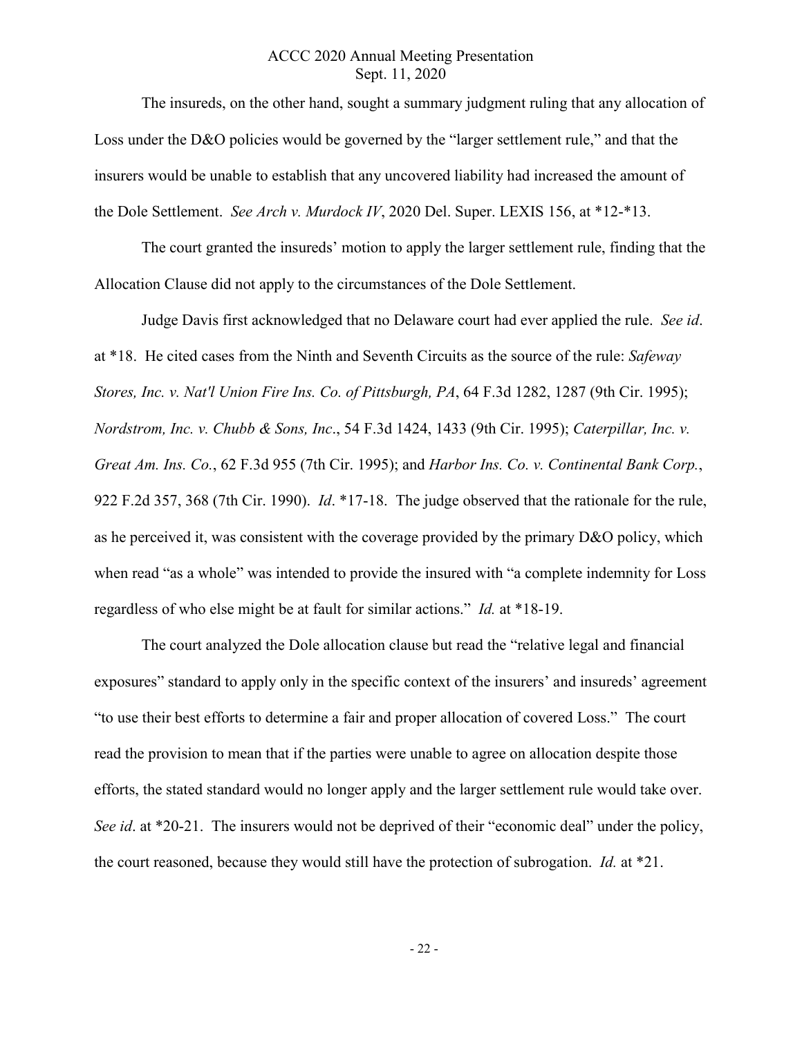The insureds, on the other hand, sought a summary judgment ruling that any allocation of Loss under the D&O policies would be governed by the "larger settlement rule," and that the insurers would be unable to establish that any uncovered liability had increased the amount of the Dole Settlement. *See Arch v. Murdock IV*, 2020 Del. Super. LEXIS 156, at *12-*13.

The court granted the insureds' motion to apply the larger settlement rule, finding that the Allocation Clause did not apply to the circumstances of the Dole Settlement.

Judge Davis first acknowledged that no Delaware court had ever applied the rule. *See id*. at *18. He cited cases from the Ninth and Seventh Circuits as the source of the rule: *Safeway Stores, Inc. v. Nat'l Union Fire Ins. Co. of Pittsburgh, PA*, 64 F.3d 1282, 1287 (9th Cir. 1995); *Nordstrom, Inc. v. Chubb & Sons, Inc*., 54 F.3d 1424, 1433 (9th Cir. 1995); *Caterpillar, Inc. v. Great Am. Ins. Co.*, 62 F.3d 955 (7th Cir. 1995); and *Harbor Ins. Co. v. Continental Bank Corp.*, 922 F.2d 357, 368 (7th Cir. 1990). *Id*. *17-18. The judge observed that the rationale for the rule, as he perceived it, was consistent with the coverage provided by the primary D&O policy, which when read "as a whole" was intended to provide the insured with "a complete indemnity for Loss regardless of who else might be at fault for similar actions." *Id.* at *18-19.

The court analyzed the Dole allocation clause but read the "relative legal and financial exposures" standard to apply only in the specific context of the insurers' and insureds' agreement "to use their best efforts to determine a fair and proper allocation of covered Loss." The court read the provision to mean that if the parties were unable to agree on allocation despite those efforts, the stated standard would no longer apply and the larger settlement rule would take over. *See id*. at *20-21. The insurers would not be deprived of their "economic deal" under the policy, the court reasoned, because they would still have the protection of subrogation. *Id.* at *21.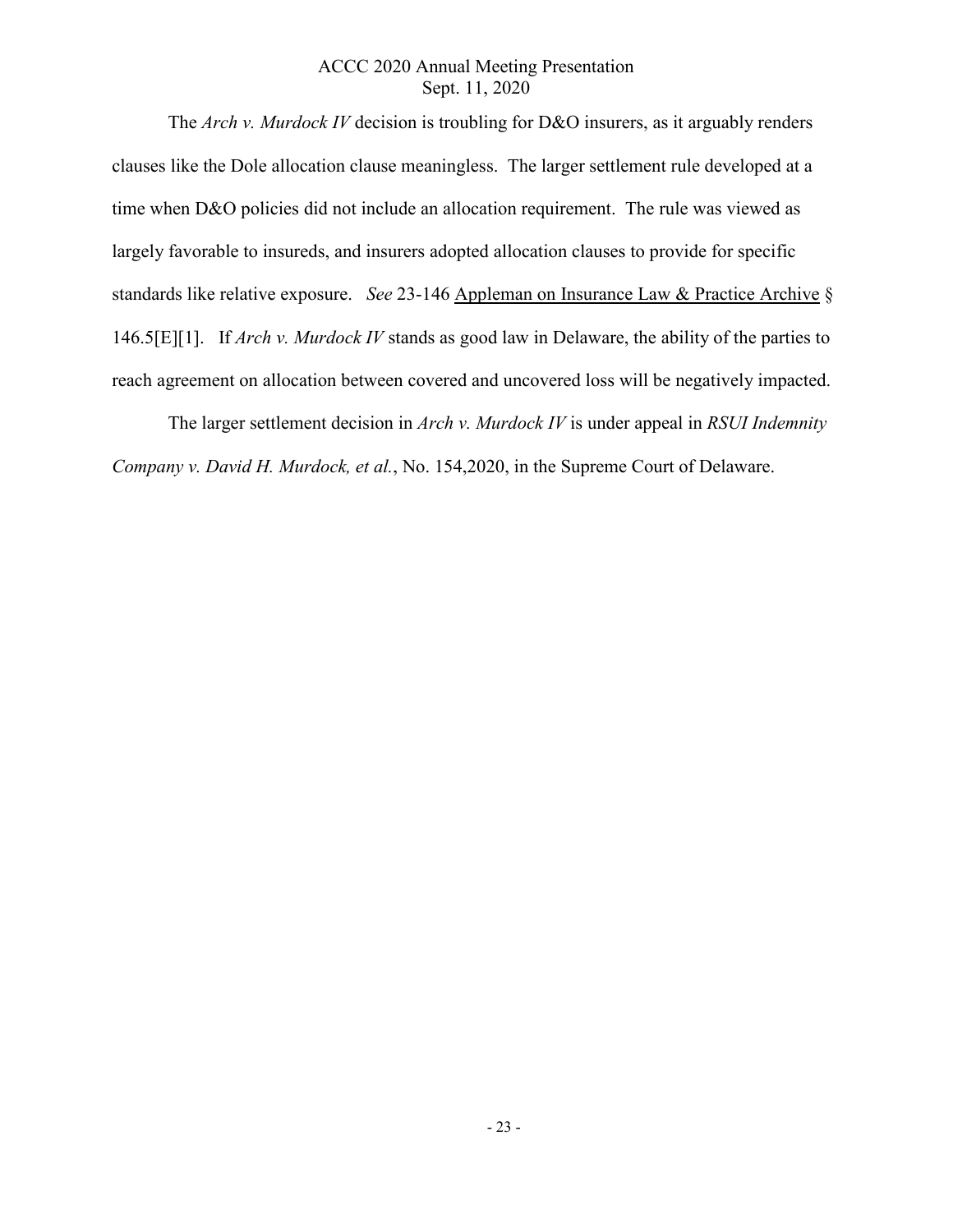The *Arch v. Murdock IV* decision is troubling for D&O insurers, as it arguably renders clauses like the Dole allocation clause meaningless. The larger settlement rule developed at a time when D&O policies did not include an allocation requirement. The rule was viewed as largely favorable to insureds, and insurers adopted allocation clauses to provide for specific standards like relative exposure. *See* 23-146 Appleman on Insurance Law & Practice Archive § 146.5[E][1]. If *Arch v. Murdock IV* stands as good law in Delaware, the ability of the parties to reach agreement on allocation between covered and uncovered loss will be negatively impacted.

The larger settlement decision in *Arch v. Murdock IV* is under appeal in *RSUI Indemnity Company v. David H. Murdock, et al.*, No. 154,2020, in the Supreme Court of Delaware.